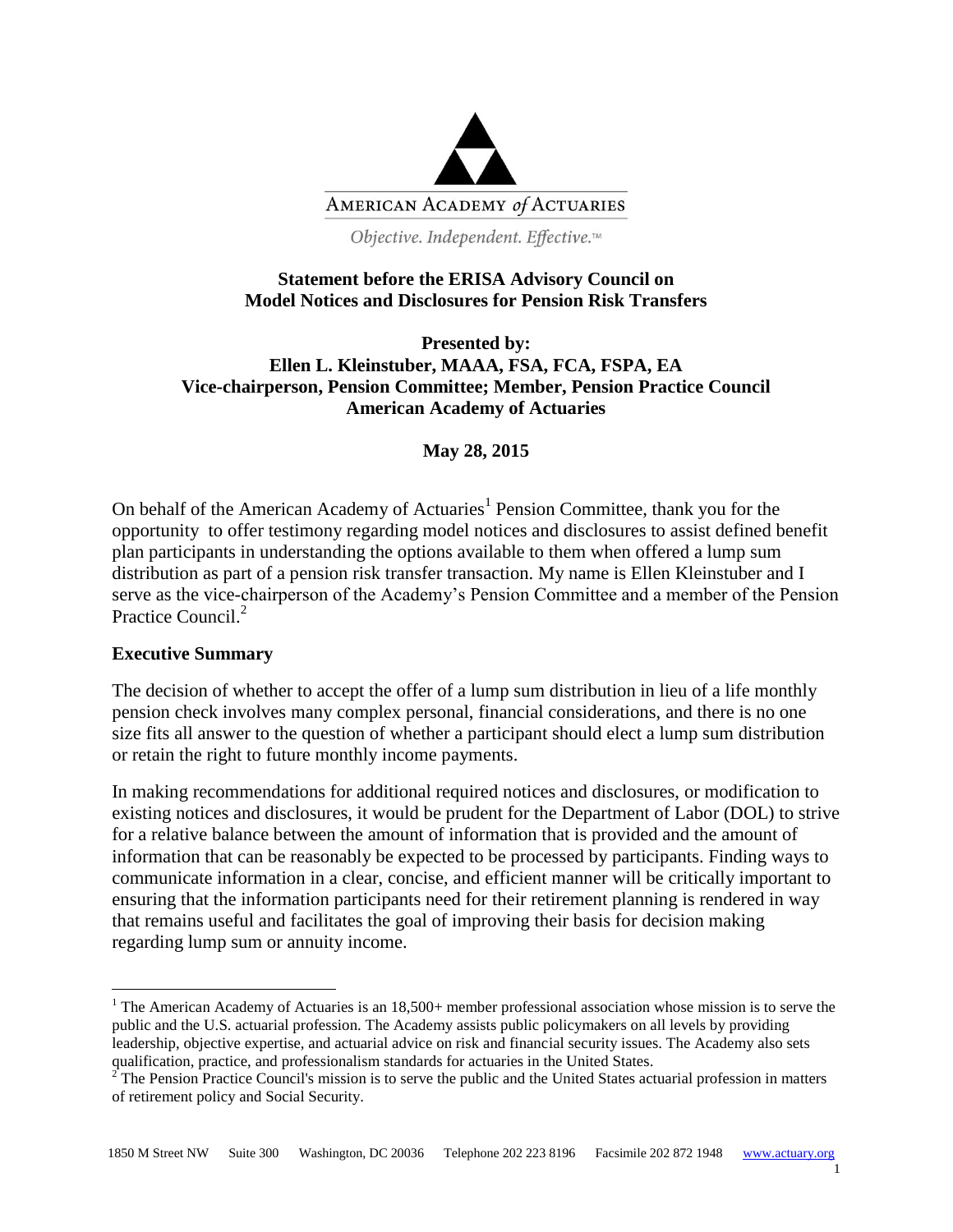AMERICAN ACADEMY *of* ACTUARIES

*Objective. Independent. Effective.™*

**Statement before the ERISA Advisory Council on Model Notices and Disclosures for Pension Risk Transfers**

**Presented by:**
**Ellen L. Kleinstuber, MAAA, FSA, FCA, FSPA, EA**
**Vice-chairperson, Pension Committee; Member, Pension Practice Council**
**American Academy of Actuaries**

**May 28, 2015**

On behalf of the American Academy of Actuaries[1] Pension Committee, thank you for the opportunity to offer testimony regarding model notices and disclosures to assist defined benefit plan participants in understanding the options available to them when offered a lump sum distribution as part of a pension risk transfer transaction. My name is Ellen Kleinstuber and I serve as the vice-chairperson of the Academy's Pension Committee and a member of the Pension Practice Council.[2]

## Executive Summary

The decision of whether to accept the offer of a lump sum distribution in lieu of a life monthly pension check involves many complex personal, financial considerations, and there is no one size fits all answer to the question of whether a participant should elect a lump sum distribution or retain the right to future monthly income payments.

In making recommendations for additional required notices and disclosures, or modification to existing notices and disclosures, it would be prudent for the Department of Labor (DOL) to strive for a relative balance between the amount of information that is provided and the amount of information that can be reasonably be expected to be processed by participants. Finding ways to communicate information in a clear, concise, and efficient manner will be critically important to ensuring that the information participants need for their retirement planning is rendered in way that remains useful and facilitates the goal of improving their basis for decision making regarding lump sum or annuity income.

---

[1] The American Academy of Actuaries is an 18,500+ member professional association whose mission is to serve the public and the U.S. actuarial profession. The Academy assists public policymakers on all levels by providing leadership, objective expertise, and actuarial advice on risk and financial security issues. The Academy also sets qualification, practice, and professionalism standards for actuaries in the United States.

[2] The Pension Practice Council's mission is to serve the public and the United States actuarial profession in matters of retirement policy and Social Security.

1850 M Street NW Suite 300 Washington, DC 20036 Telephone 202 223 8196 Facsimile 202 872 1948 www.actuary.org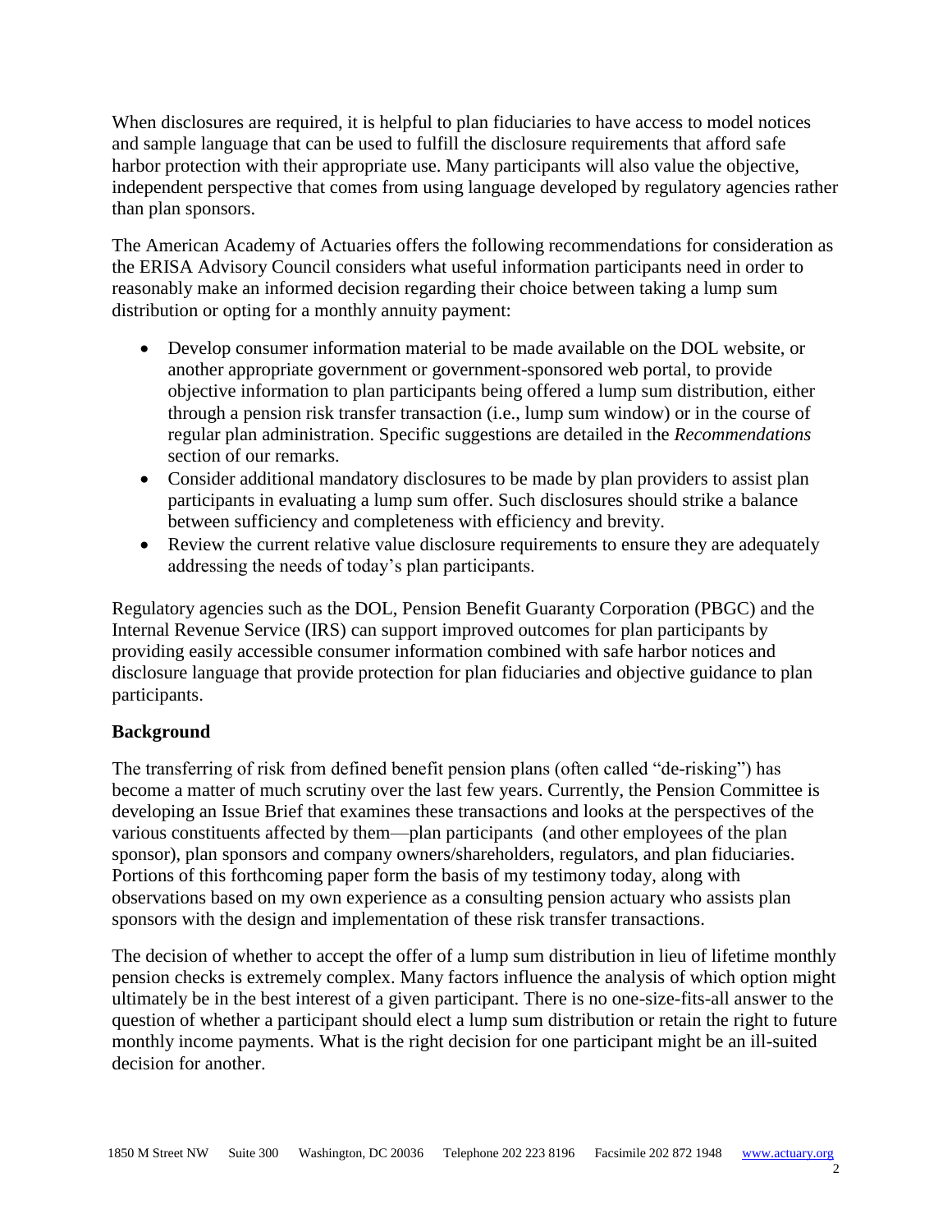When disclosures are required, it is helpful to plan fiduciaries to have access to model notices and sample language that can be used to fulfill the disclosure requirements that afford safe harbor protection with their appropriate use. Many participants will also value the objective, independent perspective that comes from using language developed by regulatory agencies rather than plan sponsors.

The American Academy of Actuaries offers the following recommendations for consideration as the ERISA Advisory Council considers what useful information participants need in order to reasonably make an informed decision regarding their choice between taking a lump sum distribution or opting for a monthly annuity payment:

- Develop consumer information material to be made available on the DOL website, or another appropriate government or government-sponsored web portal, to provide objective information to plan participants being offered a lump sum distribution, either through a pension risk transfer transaction (i.e., lump sum window) or in the course of regular plan administration. Specific suggestions are detailed in the *Recommendations* section of our remarks.
- Consider additional mandatory disclosures to be made by plan providers to assist plan participants in evaluating a lump sum offer. Such disclosures should strike a balance between sufficiency and completeness with efficiency and brevity.
- Review the current relative value disclosure requirements to ensure they are adequately addressing the needs of today's plan participants.

Regulatory agencies such as the DOL, Pension Benefit Guaranty Corporation (PBGC) and the Internal Revenue Service (IRS) can support improved outcomes for plan participants by providing easily accessible consumer information combined with safe harbor notices and disclosure language that provide protection for plan fiduciaries and objective guidance to plan participants.

**Background**

The transferring of risk from defined benefit pension plans (often called "de-risking") has become a matter of much scrutiny over the last few years. Currently, the Pension Committee is developing an Issue Brief that examines these transactions and looks at the perspectives of the various constituents affected by them—plan participants (and other employees of the plan sponsor), plan sponsors and company owners/shareholders, regulators, and plan fiduciaries. Portions of this forthcoming paper form the basis of my testimony today, along with observations based on my own experience as a consulting pension actuary who assists plan sponsors with the design and implementation of these risk transfer transactions.

The decision of whether to accept the offer of a lump sum distribution in lieu of lifetime monthly pension checks is extremely complex. Many factors influence the analysis of which option might ultimately be in the best interest of a given participant. There is no one-size-fits-all answer to the question of whether a participant should elect a lump sum distribution or retain the right to future monthly income payments. What is the right decision for one participant might be an ill-suited decision for another.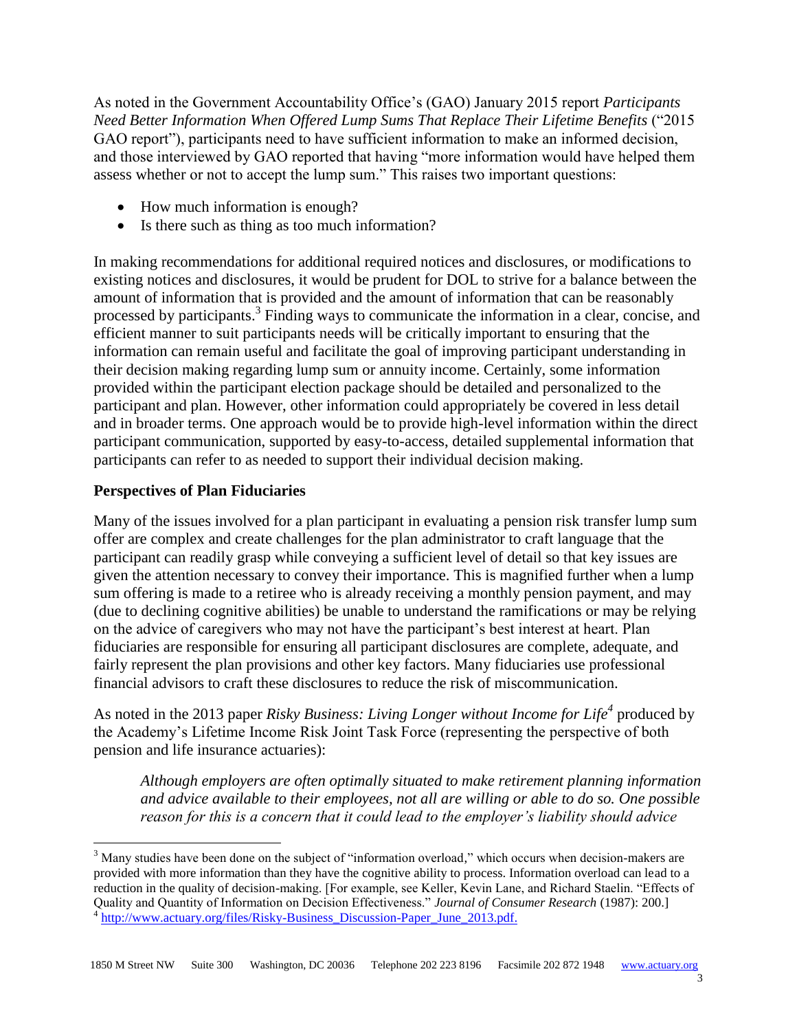As noted in the Government Accountability Office's (GAO) January 2015 report *Participants Need Better Information When Offered Lump Sums That Replace Their Lifetime Benefits* ("2015 GAO report"), participants need to have sufficient information to make an informed decision, and those interviewed by GAO reported that having "more information would have helped them assess whether or not to accept the lump sum." This raises two important questions:

- How much information is enough?
- Is there such as thing as too much information?

In making recommendations for additional required notices and disclosures, or modifications to existing notices and disclosures, it would be prudent for DOL to strive for a balance between the amount of information that is provided and the amount of information that can be reasonably processed by participants.[3] Finding ways to communicate the information in a clear, concise, and efficient manner to suit participants needs will be critically important to ensuring that the information can remain useful and facilitate the goal of improving participant understanding in their decision making regarding lump sum or annuity income. Certainly, some information provided within the participant election package should be detailed and personalized to the participant and plan. However, other information could appropriately be covered in less detail and in broader terms. One approach would be to provide high-level information within the direct participant communication, supported by easy-to-access, detailed supplemental information that participants can refer to as needed to support their individual decision making.

**Perspectives of Plan Fiduciaries**

Many of the issues involved for a plan participant in evaluating a pension risk transfer lump sum offer are complex and create challenges for the plan administrator to craft language that the participant can readily grasp while conveying a sufficient level of detail so that key issues are given the attention necessary to convey their importance. This is magnified further when a lump sum offering is made to a retiree who is already receiving a monthly pension payment, and may (due to declining cognitive abilities) be unable to understand the ramifications or may be relying on the advice of caregivers who may not have the participant's best interest at heart. Plan fiduciaries are responsible for ensuring all participant disclosures are complete, adequate, and fairly represent the plan provisions and other key factors. Many fiduciaries use professional financial advisors to craft these disclosures to reduce the risk of miscommunication.

As noted in the 2013 paper *Risky Business: Living Longer without Income for Life*[4] produced by the Academy's Lifetime Income Risk Joint Task Force (representing the perspective of both pension and life insurance actuaries):

> *Although employers are often optimally situated to make retirement planning information and advice available to their employees, not all are willing or able to do so. One possible reason for this is a concern that it could lead to the employer's liability should advice*

---

[3] Many studies have been done on the subject of "information overload," which occurs when decision-makers are provided with more information than they have the cognitive ability to process. Information overload can lead to a reduction in the quality of decision-making. [For example, see Keller, Kevin Lane, and Richard Staelin. "Effects of Quality and Quantity of Information on Decision Effectiveness." *Journal of Consumer Research* (1987): 200.]

[4] http://www.actuary.org/files/Risky-Business_Discussion-Paper_June_2013.pdf.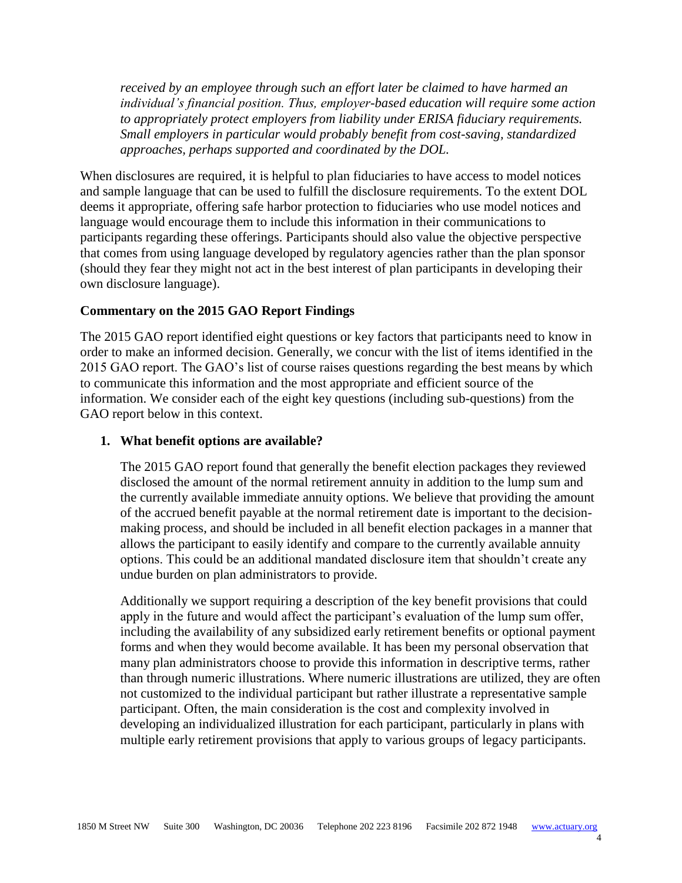*received by an employee through such an effort later be claimed to have harmed an individual's financial position. Thus, employer-based education will require some action to appropriately protect employers from liability under ERISA fiduciary requirements. Small employers in particular would probably benefit from cost-saving, standardized approaches, perhaps supported and coordinated by the DOL.*

When disclosures are required, it is helpful to plan fiduciaries to have access to model notices and sample language that can be used to fulfill the disclosure requirements. To the extent DOL deems it appropriate, offering safe harbor protection to fiduciaries who use model notices and language would encourage them to include this information in their communications to participants regarding these offerings. Participants should also value the objective perspective that comes from using language developed by regulatory agencies rather than the plan sponsor (should they fear they might not act in the best interest of plan participants in developing their own disclosure language).

**Commentary on the 2015 GAO Report Findings**

The 2015 GAO report identified eight questions or key factors that participants need to know in order to make an informed decision. Generally, we concur with the list of items identified in the 2015 GAO report. The GAO's list of course raises questions regarding the best means by which to communicate this information and the most appropriate and efficient source of the information. We consider each of the eight key questions (including sub-questions) from the GAO report below in this context.

1. **What benefit options are available?**

   The 2015 GAO report found that generally the benefit election packages they reviewed disclosed the amount of the normal retirement annuity in addition to the lump sum and the currently available immediate annuity options. We believe that providing the amount of the accrued benefit payable at the normal retirement date is important to the decision-making process, and should be included in all benefit election packages in a manner that allows the participant to easily identify and compare to the currently available annuity options. This could be an additional mandated disclosure item that shouldn't create any undue burden on plan administrators to provide.

   Additionally we support requiring a description of the key benefit provisions that could apply in the future and would affect the participant's evaluation of the lump sum offer, including the availability of any subsidized early retirement benefits or optional payment forms and when they would become available. It has been my personal observation that many plan administrators choose to provide this information in descriptive terms, rather than through numeric illustrations. Where numeric illustrations are utilized, they are often not customized to the individual participant but rather illustrate a representative sample participant. Often, the main consideration is the cost and complexity involved in developing an individualized illustration for each participant, particularly in plans with multiple early retirement provisions that apply to various groups of legacy participants.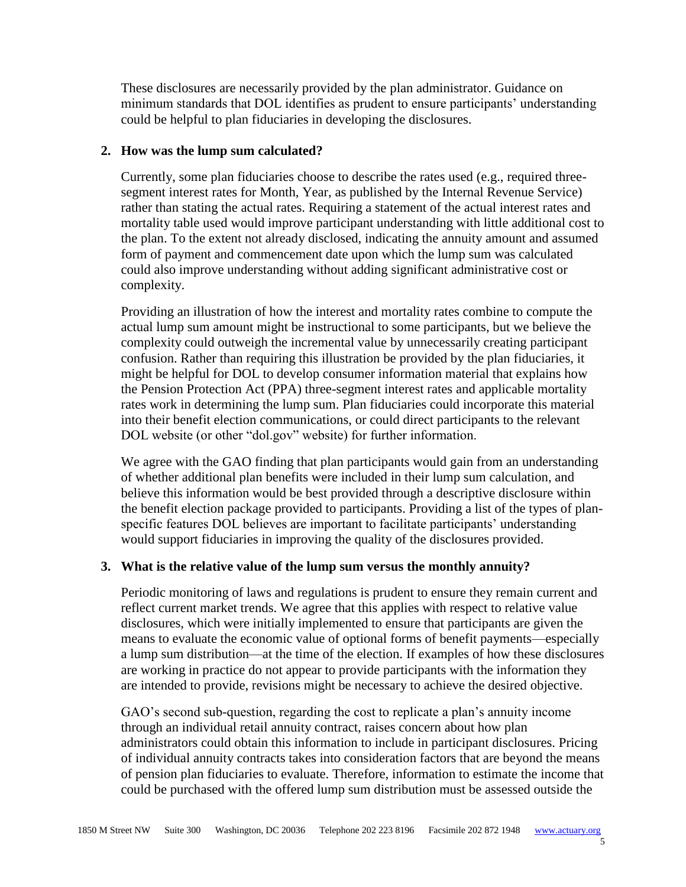These disclosures are necessarily provided by the plan administrator. Guidance on minimum standards that DOL identifies as prudent to ensure participants' understanding could be helpful to plan fiduciaries in developing the disclosures.

**2. How was the lump sum calculated?**

Currently, some plan fiduciaries choose to describe the rates used (e.g., required three-segment interest rates for Month, Year, as published by the Internal Revenue Service) rather than stating the actual rates. Requiring a statement of the actual interest rates and mortality table used would improve participant understanding with little additional cost to the plan. To the extent not already disclosed, indicating the annuity amount and assumed form of payment and commencement date upon which the lump sum was calculated could also improve understanding without adding significant administrative cost or complexity.

Providing an illustration of how the interest and mortality rates combine to compute the actual lump sum amount might be instructional to some participants, but we believe the complexity could outweigh the incremental value by unnecessarily creating participant confusion. Rather than requiring this illustration be provided by the plan fiduciaries, it might be helpful for DOL to develop consumer information material that explains how the Pension Protection Act (PPA) three-segment interest rates and applicable mortality rates work in determining the lump sum. Plan fiduciaries could incorporate this material into their benefit election communications, or could direct participants to the relevant DOL website (or other "dol.gov" website) for further information.

We agree with the GAO finding that plan participants would gain from an understanding of whether additional plan benefits were included in their lump sum calculation, and believe this information would be best provided through a descriptive disclosure within the benefit election package provided to participants. Providing a list of the types of plan-specific features DOL believes are important to facilitate participants' understanding would support fiduciaries in improving the quality of the disclosures provided.

**3. What is the relative value of the lump sum versus the monthly annuity?**

Periodic monitoring of laws and regulations is prudent to ensure they remain current and reflect current market trends. We agree that this applies with respect to relative value disclosures, which were initially implemented to ensure that participants are given the means to evaluate the economic value of optional forms of benefit payments—especially a lump sum distribution—at the time of the election. If examples of how these disclosures are working in practice do not appear to provide participants with the information they are intended to provide, revisions might be necessary to achieve the desired objective.

GAO's second sub-question, regarding the cost to replicate a plan's annuity income through an individual retail annuity contract, raises concern about how plan administrators could obtain this information to include in participant disclosures. Pricing of individual annuity contracts takes into consideration factors that are beyond the means of pension plan fiduciaries to evaluate. Therefore, information to estimate the income that could be purchased with the offered lump sum distribution must be assessed outside the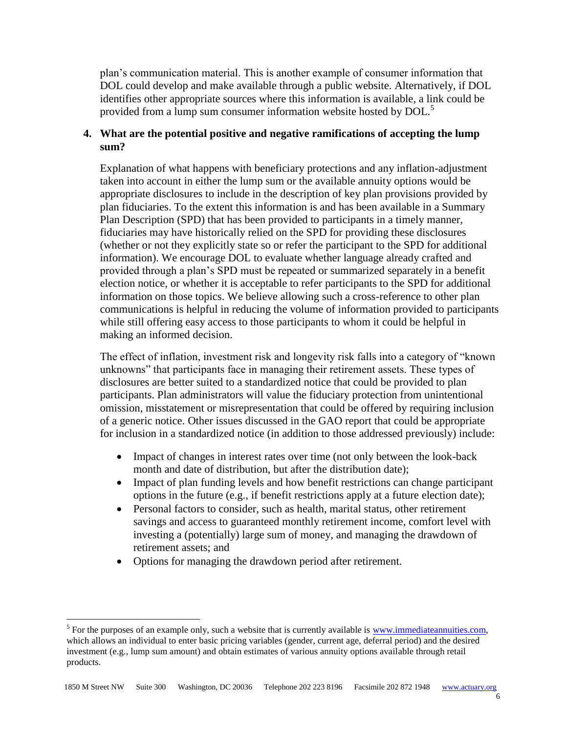plan's communication material. This is another example of consumer information that DOL could develop and make available through a public website. Alternatively, if DOL identifies other appropriate sources where this information is available, a link could be provided from a lump sum consumer information website hosted by DOL.[5]

**4. What are the potential positive and negative ramifications of accepting the lump sum?**

Explanation of what happens with beneficiary protections and any inflation-adjustment taken into account in either the lump sum or the available annuity options would be appropriate disclosures to include in the description of key plan provisions provided by plan fiduciaries. To the extent this information is and has been available in a Summary Plan Description (SPD) that has been provided to participants in a timely manner, fiduciaries may have historically relied on the SPD for providing these disclosures (whether or not they explicitly state so or refer the participant to the SPD for additional information). We encourage DOL to evaluate whether language already crafted and provided through a plan's SPD must be repeated or summarized separately in a benefit election notice, or whether it is acceptable to refer participants to the SPD for additional information on those topics. We believe allowing such a cross-reference to other plan communications is helpful in reducing the volume of information provided to participants while still offering easy access to those participants to whom it could be helpful in making an informed decision.

The effect of inflation, investment risk and longevity risk falls into a category of "known unknowns" that participants face in managing their retirement assets. These types of disclosures are better suited to a standardized notice that could be provided to plan participants. Plan administrators will value the fiduciary protection from unintentional omission, misstatement or misrepresentation that could be offered by requiring inclusion of a generic notice. Other issues discussed in the GAO report that could be appropriate for inclusion in a standardized notice (in addition to those addressed previously) include:

- Impact of changes in interest rates over time (not only between the look-back month and date of distribution, but after the distribution date);
- Impact of plan funding levels and how benefit restrictions can change participant options in the future (e.g., if benefit restrictions apply at a future election date);
- Personal factors to consider, such as health, marital status, other retirement savings and access to guaranteed monthly retirement income, comfort level with investing a (potentially) large sum of money, and managing the drawdown of retirement assets; and
- Options for managing the drawdown period after retirement.

[5] For the purposes of an example only, such a website that is currently available is www.immediateannuities.com, which allows an individual to enter basic pricing variables (gender, current age, deferral period) and the desired investment (e.g., lump sum amount) and obtain estimates of various annuity options available through retail products.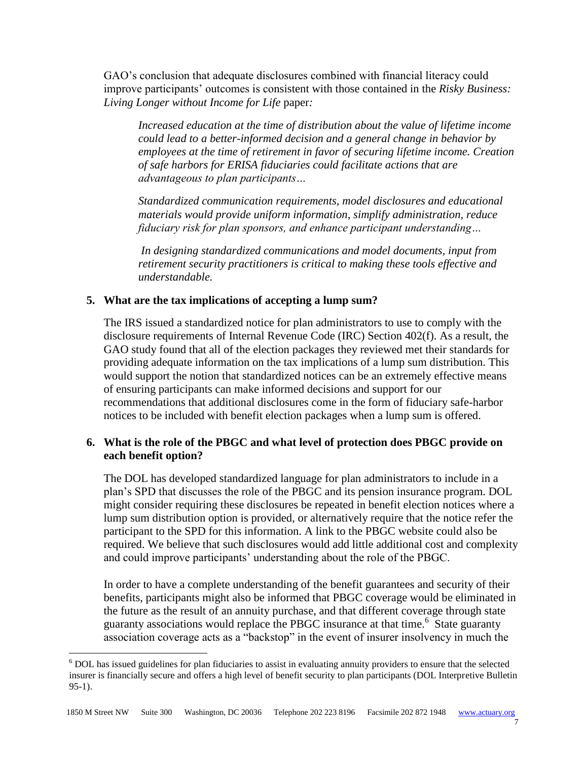GAO's conclusion that adequate disclosures combined with financial literacy could improve participants' outcomes is consistent with those contained in the *Risky Business: Living Longer without Income for Life* paper*:*

> *Increased education at the time of distribution about the value of lifetime income could lead to a better-informed decision and a general change in behavior by employees at the time of retirement in favor of securing lifetime income. Creation of safe harbors for ERISA fiduciaries could facilitate actions that are advantageous to plan participants…*
>
> *Standardized communication requirements, model disclosures and educational materials would provide uniform information, simplify administration, reduce fiduciary risk for plan sponsors, and enhance participant understanding…*
>
> *In designing standardized communications and model documents, input from retirement security practitioners is critical to making these tools effective and understandable.*

**5. What are the tax implications of accepting a lump sum?**

The IRS issued a standardized notice for plan administrators to use to comply with the disclosure requirements of Internal Revenue Code (IRC) Section 402(f). As a result, the GAO study found that all of the election packages they reviewed met their standards for providing adequate information on the tax implications of a lump sum distribution. This would support the notion that standardized notices can be an extremely effective means of ensuring participants can make informed decisions and support for our recommendations that additional disclosures come in the form of fiduciary safe-harbor notices to be included with benefit election packages when a lump sum is offered.

**6. What is the role of the PBGC and what level of protection does PBGC provide on each benefit option?**

The DOL has developed standardized language for plan administrators to include in a plan's SPD that discusses the role of the PBGC and its pension insurance program. DOL might consider requiring these disclosures be repeated in benefit election notices where a lump sum distribution option is provided, or alternatively require that the notice refer the participant to the SPD for this information. A link to the PBGC website could also be required. We believe that such disclosures would add little additional cost and complexity and could improve participants' understanding about the role of the PBGC.

In order to have a complete understanding of the benefit guarantees and security of their benefits, participants might also be informed that PBGC coverage would be eliminated in the future as the result of an annuity purchase, and that different coverage through state guaranty associations would replace the PBGC insurance at that time.[6] State guaranty association coverage acts as a "backstop" in the event of insurer insolvency in much the

[6] DOL has issued guidelines for plan fiduciaries to assist in evaluating annuity providers to ensure that the selected insurer is financially secure and offers a high level of benefit security to plan participants (DOL Interpretive Bulletin 95-1).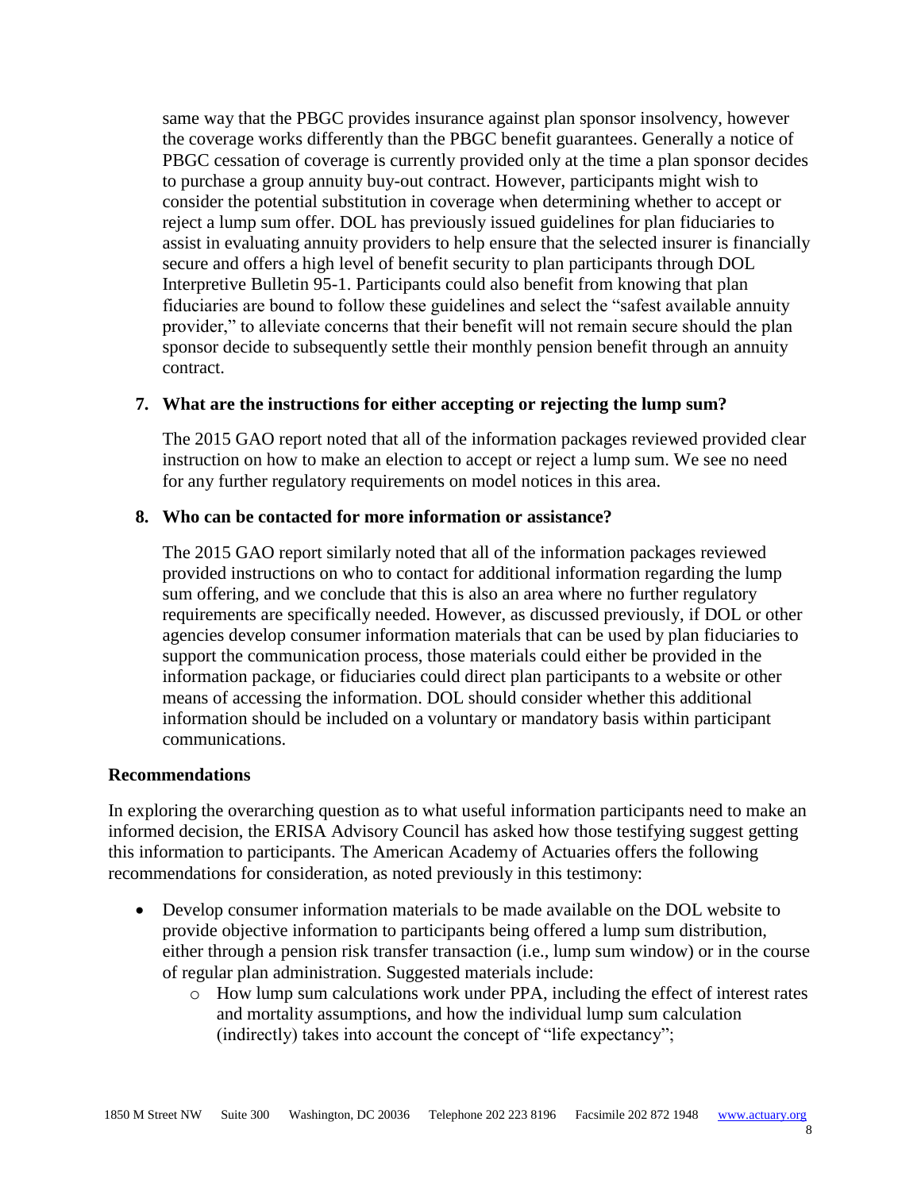same way that the PBGC provides insurance against plan sponsor insolvency, however the coverage works differently than the PBGC benefit guarantees. Generally a notice of PBGC cessation of coverage is currently provided only at the time a plan sponsor decides to purchase a group annuity buy-out contract. However, participants might wish to consider the potential substitution in coverage when determining whether to accept or reject a lump sum offer. DOL has previously issued guidelines for plan fiduciaries to assist in evaluating annuity providers to help ensure that the selected insurer is financially secure and offers a high level of benefit security to plan participants through DOL Interpretive Bulletin 95-1. Participants could also benefit from knowing that plan fiduciaries are bound to follow these guidelines and select the "safest available annuity provider," to alleviate concerns that their benefit will not remain secure should the plan sponsor decide to subsequently settle their monthly pension benefit through an annuity contract.

7. **What are the instructions for either accepting or rejecting the lump sum?**

   The 2015 GAO report noted that all of the information packages reviewed provided clear instruction on how to make an election to accept or reject a lump sum. We see no need for any further regulatory requirements on model notices in this area.

8. **Who can be contacted for more information or assistance?**

   The 2015 GAO report similarly noted that all of the information packages reviewed provided instructions on who to contact for additional information regarding the lump sum offering, and we conclude that this is also an area where no further regulatory requirements are specifically needed. However, as discussed previously, if DOL or other agencies develop consumer information materials that can be used by plan fiduciaries to support the communication process, those materials could either be provided in the information package, or fiduciaries could direct plan participants to a website or other means of accessing the information. DOL should consider whether this additional information should be included on a voluntary or mandatory basis within participant communications.

**Recommendations**

In exploring the overarching question as to what useful information participants need to make an informed decision, the ERISA Advisory Council has asked how those testifying suggest getting this information to participants. The American Academy of Actuaries offers the following recommendations for consideration, as noted previously in this testimony:

- Develop consumer information materials to be made available on the DOL website to provide objective information to participants being offered a lump sum distribution, either through a pension risk transfer transaction (i.e., lump sum window) or in the course of regular plan administration. Suggested materials include:
  - How lump sum calculations work under PPA, including the effect of interest rates and mortality assumptions, and how the individual lump sum calculation (indirectly) takes into account the concept of "life expectancy";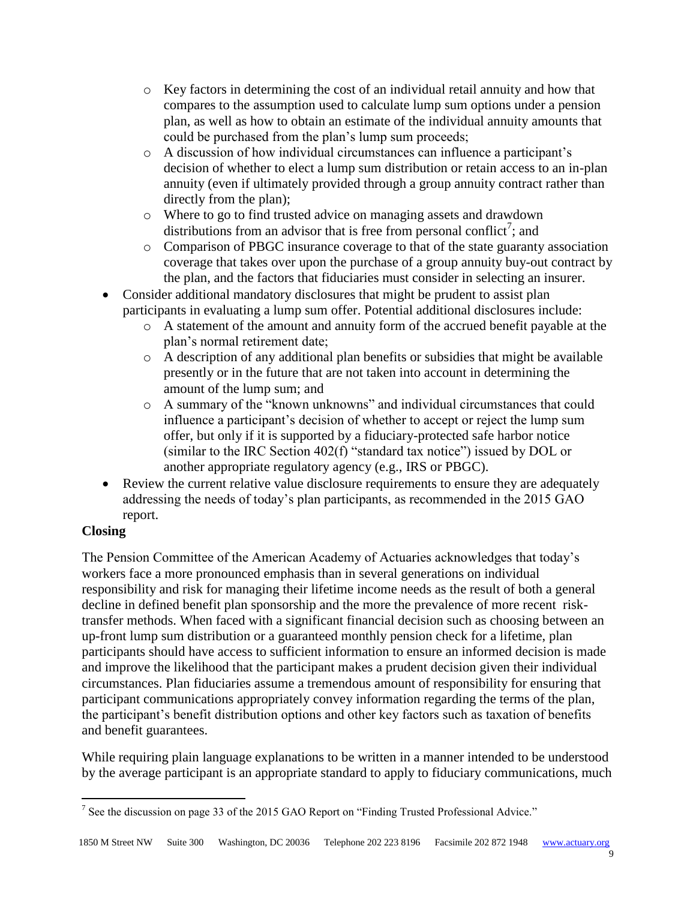- Key factors in determining the cost of an individual retail annuity and how that compares to the assumption used to calculate lump sum options under a pension plan, as well as how to obtain an estimate of the individual annuity amounts that could be purchased from the plan's lump sum proceeds;
    - A discussion of how individual circumstances can influence a participant's decision of whether to elect a lump sum distribution or retain access to an in-plan annuity (even if ultimately provided through a group annuity contract rather than directly from the plan);
    - Where to go to find trusted advice on managing assets and drawdown distributions from an advisor that is free from personal conflict[7]; and
    - Comparison of PBGC insurance coverage to that of the state guaranty association coverage that takes over upon the purchase of a group annuity buy-out contract by the plan, and the factors that fiduciaries must consider in selecting an insurer.
- Consider additional mandatory disclosures that might be prudent to assist plan participants in evaluating a lump sum offer. Potential additional disclosures include:
    - A statement of the amount and annuity form of the accrued benefit payable at the plan's normal retirement date;
    - A description of any additional plan benefits or subsidies that might be available presently or in the future that are not taken into account in determining the amount of the lump sum; and
    - A summary of the "known unknowns" and individual circumstances that could influence a participant's decision of whether to accept or reject the lump sum offer, but only if it is supported by a fiduciary-protected safe harbor notice (similar to the IRC Section 402(f) "standard tax notice") issued by DOL or another appropriate regulatory agency (e.g., IRS or PBGC).
- Review the current relative value disclosure requirements to ensure they are adequately addressing the needs of today's plan participants, as recommended in the 2015 GAO report.

**Closing**

The Pension Committee of the American Academy of Actuaries acknowledges that today's workers face a more pronounced emphasis than in several generations on individual responsibility and risk for managing their lifetime income needs as the result of both a general decline in defined benefit plan sponsorship and the more the prevalence of more recent risk-transfer methods. When faced with a significant financial decision such as choosing between an up-front lump sum distribution or a guaranteed monthly pension check for a lifetime, plan participants should have access to sufficient information to ensure an informed decision is made and improve the likelihood that the participant makes a prudent decision given their individual circumstances. Plan fiduciaries assume a tremendous amount of responsibility for ensuring that participant communications appropriately convey information regarding the terms of the plan, the participant's benefit distribution options and other key factors such as taxation of benefits and benefit guarantees.

While requiring plain language explanations to be written in a manner intended to be understood by the average participant is an appropriate standard to apply to fiduciary communications, much

[7] See the discussion on page 33 of the 2015 GAO Report on "Finding Trusted Professional Advice."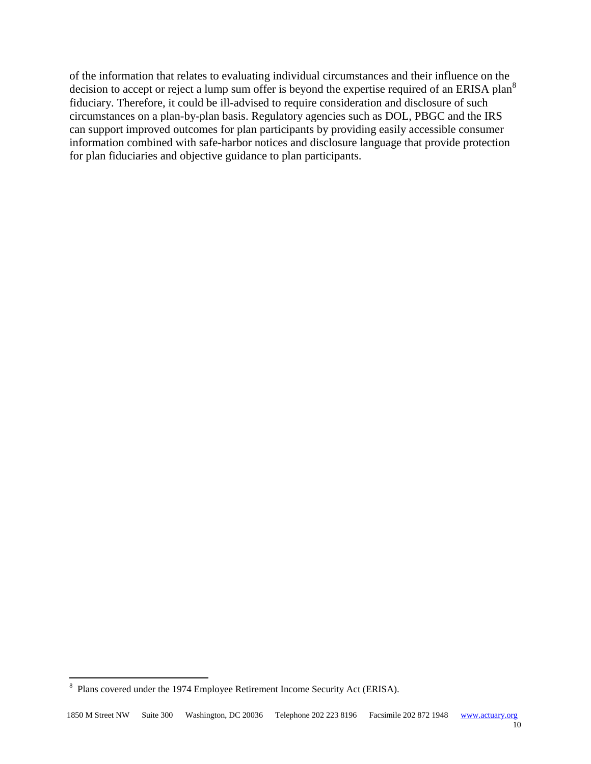of the information that relates to evaluating individual circumstances and their influence on the decision to accept or reject a lump sum offer is beyond the expertise required of an ERISA plan[8] fiduciary. Therefore, it could be ill-advised to require consideration and disclosure of such circumstances on a plan-by-plan basis. Regulatory agencies such as DOL, PBGC and the IRS can support improved outcomes for plan participants by providing easily accessible consumer information combined with safe-harbor notices and disclosure language that provide protection for plan fiduciaries and objective guidance to plan participants.

[8] Plans covered under the 1974 Employee Retirement Income Security Act (ERISA).